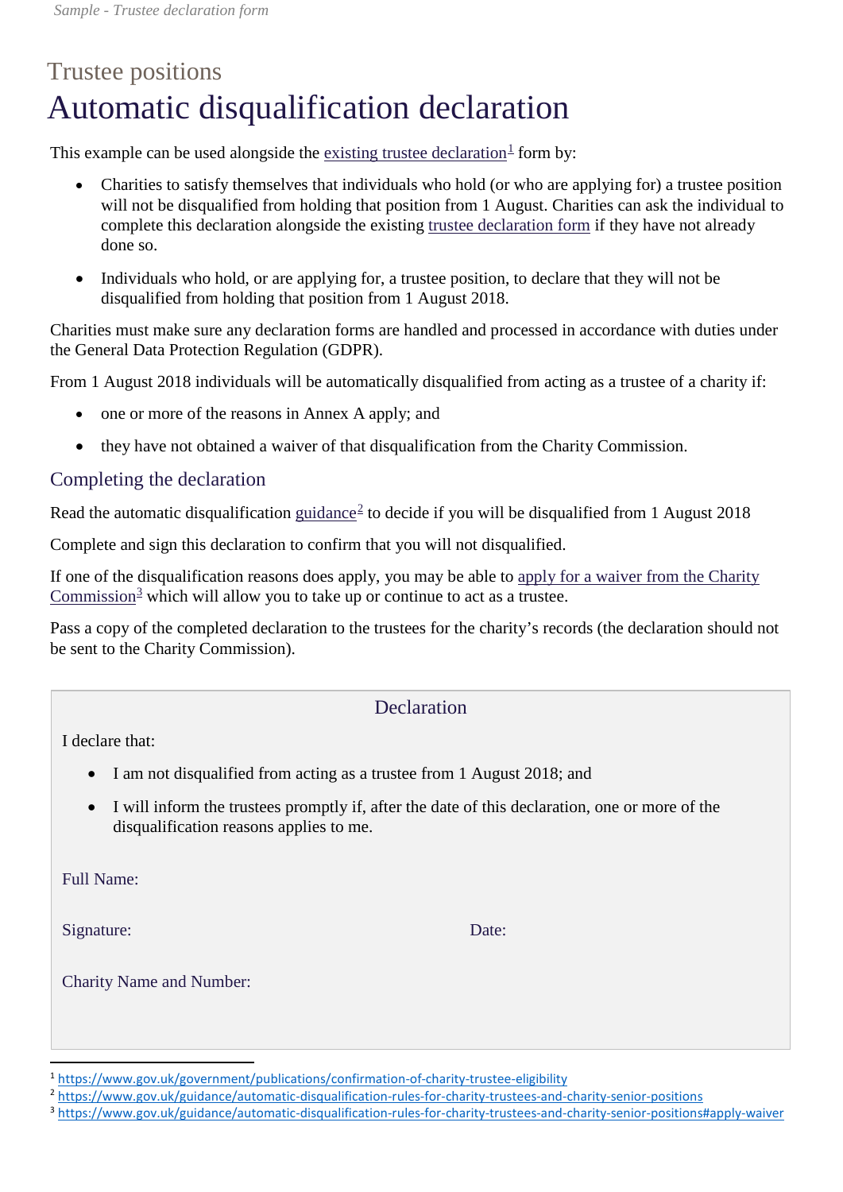*Sample - Trustee declaration form*

## Trustee positions

# Automatic disqualification declaration

This example can be used alongside the existing trustee declaration[1] form by:

- Charities to satisfy themselves that individuals who hold (or who are applying for) a trustee position will not be disqualified from holding that position from 1 August. Charities can ask the individual to complete this declaration alongside the existing trustee declaration form if they have not already done so.
- Individuals who hold, or are applying for, a trustee position, to declare that they will not be disqualified from holding that position from 1 August 2018.

Charities must make sure any declaration forms are handled and processed in accordance with duties under the General Data Protection Regulation (GDPR).

From 1 August 2018 individuals will be automatically disqualified from acting as a trustee of a charity if:

- one or more of the reasons in Annex A apply; and
- they have not obtained a waiver of that disqualification from the Charity Commission.

## Completing the declaration

Read the automatic disqualification guidance[2] to decide if you will be disqualified from 1 August 2018

Complete and sign this declaration to confirm that you will not disqualified.

If one of the disqualification reasons does apply, you may be able to apply for a waiver from the Charity Commission[3] which will allow you to take up or continue to act as a trustee.

Pass a copy of the completed declaration to the trustees for the charity's records (the declaration should not be sent to the Charity Commission).

### Declaration

I declare that:

- I am not disqualified from acting as a trustee from 1 August 2018; and
- I will inform the trustees promptly if, after the date of this declaration, one or more of the disqualification reasons applies to me.

Full Name:

Signature: Date:

Charity Name and Number:

---

[1] https://www.gov.uk/government/publications/confirmation-of-charity-trustee-eligibility

[2] https://www.gov.uk/guidance/automatic-disqualification-rules-for-charity-trustees-and-charity-senior-positions

[3] https://www.gov.uk/guidance/automatic-disqualification-rules-for-charity-trustees-and-charity-senior-positions#apply-waiver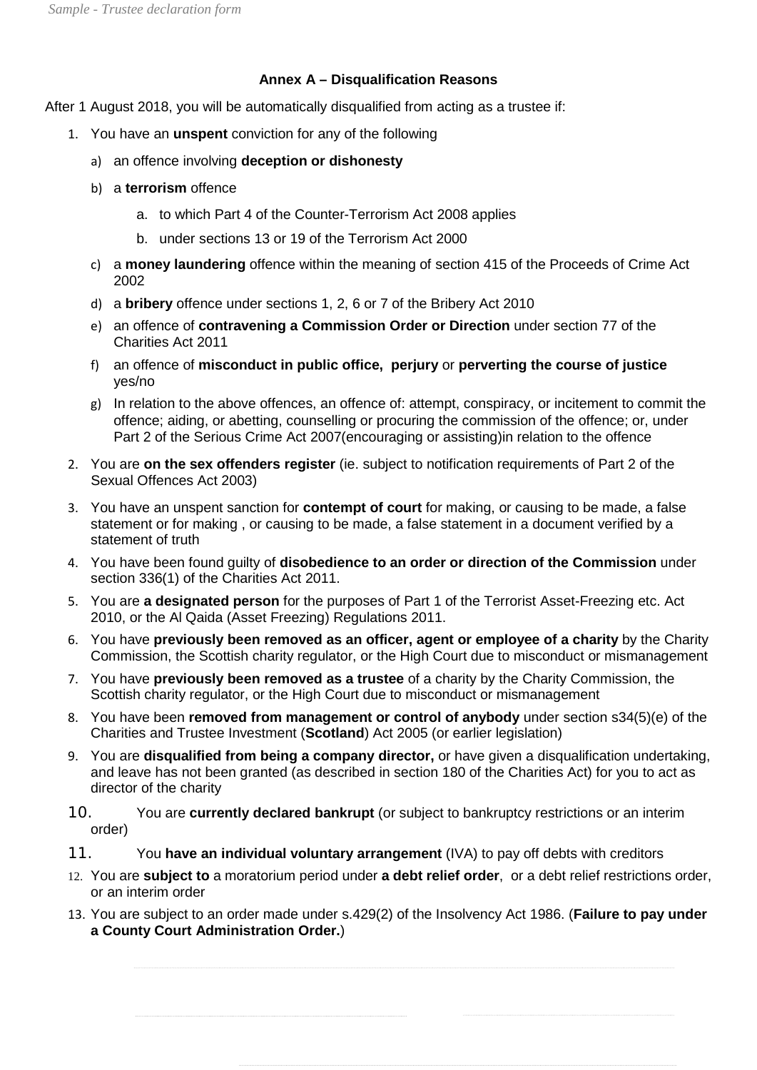**Annex A – Disqualification Reasons**

After 1 August 2018, you will be automatically disqualified from acting as a trustee if:

1. You have an **unspent** conviction for any of the following
   a) an offence involving **deception or dishonesty**
   b) a **terrorism** offence
      a. to which Part 4 of the Counter-Terrorism Act 2008 applies
      b. under sections 13 or 19 of the Terrorism Act 2000
   c) a **money laundering** offence within the meaning of section 415 of the Proceeds of Crime Act 2002
   d) a **bribery** offence under sections 1, 2, 6 or 7 of the Bribery Act 2010
   e) an offence of **contravening a Commission Order or Direction** under section 77 of the Charities Act 2011
   f) an offence of **misconduct in public office, perjury** or **perverting the course of justice** yes/no
   g) In relation to the above offences, an offence of: attempt, conspiracy, or incitement to commit the offence; aiding, or abetting, counselling or procuring the commission of the offence; or, under Part 2 of the Serious Crime Act 2007(encouraging or assisting)in relation to the offence
2. You are **on the sex offenders register** (ie. subject to notification requirements of Part 2 of the Sexual Offences Act 2003)
3. You have an unspent sanction for **contempt of court** for making, or causing to be made, a false statement or for making , or causing to be made, a false statement in a document verified by a statement of truth
4. You have been found guilty of **disobedience to an order or direction of the Commission** under section 336(1) of the Charities Act 2011.
5. You are **a designated person** for the purposes of Part 1 of the Terrorist Asset-Freezing etc. Act 2010, or the Al Qaida (Asset Freezing) Regulations 2011.
6. You have **previously been removed as an officer, agent or employee of a charity** by the Charity Commission, the Scottish charity regulator, or the High Court due to misconduct or mismanagement
7. You have **previously been removed as a trustee** of a charity by the Charity Commission, the Scottish charity regulator, or the High Court due to misconduct or mismanagement
8. You have been **removed from management or control of anybody** under section s34(5)(e) of the Charities and Trustee Investment (**Scotland**) Act 2005 (or earlier legislation)
9. You are **disqualified from being a company director,** or have given a disqualification undertaking, and leave has not been granted (as described in section 180 of the Charities Act) for you to act as director of the charity
10. You are **currently declared bankrupt** (or subject to bankruptcy restrictions or an interim order)
11. You **have an individual voluntary arrangement** (IVA) to pay off debts with creditors
12. You are **subject to** a moratorium period under **a debt relief order**, or a debt relief restrictions order, or an interim order
13. You are subject to an order made under s.429(2) of the Insolvency Act 1986. (**Failure to pay under a County Court Administration Order.**)